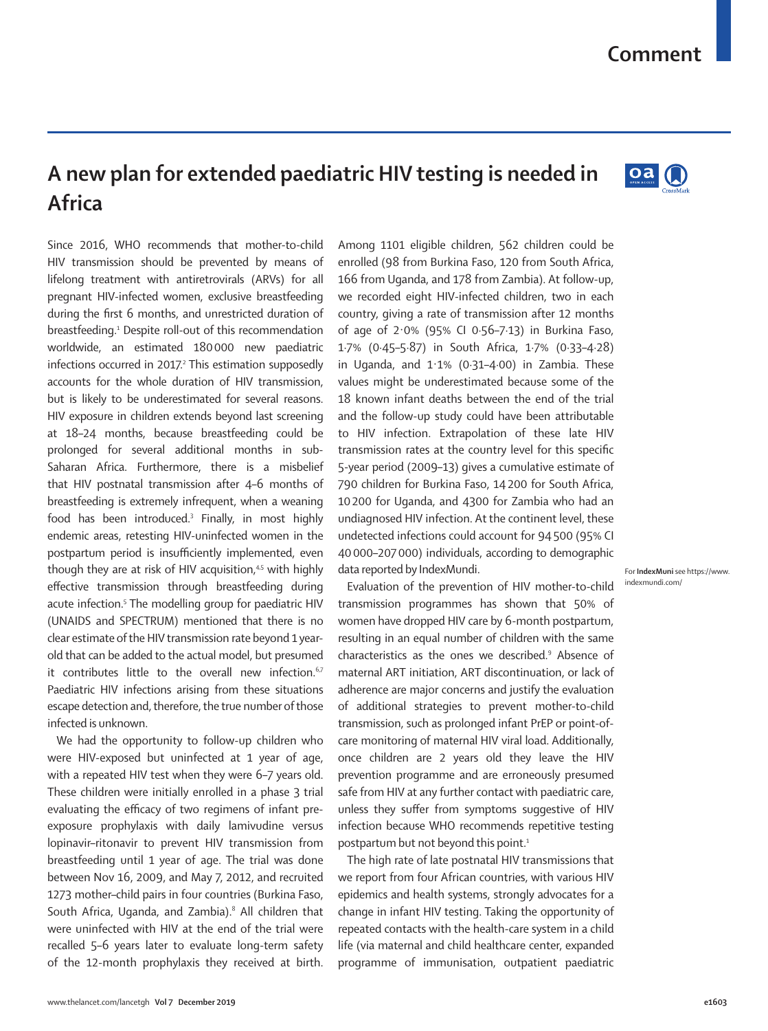Comment

# A new plan for extended paediatric HIV testing is needed in Africa

Since 2016, WHO recommends that mother-to-child HIV transmission should be prevented by means of lifelong treatment with antiretrovirals (ARVs) for all pregnant HIV-infected women, exclusive breastfeeding during the first 6 months, and unrestricted duration of breastfeeding.[1] Despite roll-out of this recommendation worldwide, an estimated 180 000 new paediatric infections occurred in 2017.[2] This estimation supposedly accounts for the whole duration of HIV transmission, but is likely to be underestimated for several reasons. HIV exposure in children extends beyond last screening at 18–24 months, because breastfeeding could be prolonged for several additional months in sub-Saharan Africa. Furthermore, there is a misbelief that HIV postnatal transmission after 4–6 months of breastfeeding is extremely infrequent, when a weaning food has been introduced.[3] Finally, in most highly endemic areas, retesting HIV-uninfected women in the postpartum period is insufficiently implemented, even though they are at risk of HIV acquisition,[4,5] with highly effective transmission through breastfeeding during acute infection.[5] The modelling group for paediatric HIV (UNAIDS and SPECTRUM) mentioned that there is no clear estimate of the HIV transmission rate beyond 1 year-old that can be added to the actual model, but presumed it contributes little to the overall new infection.[6,7] Paediatric HIV infections arising from these situations escape detection and, therefore, the true number of those infected is unknown.

We had the opportunity to follow-up children who were HIV-exposed but uninfected at 1 year of age, with a repeated HIV test when they were 6–7 years old. These children were initially enrolled in a phase 3 trial evaluating the efficacy of two regimens of infant pre-exposure prophylaxis with daily lamivudine versus lopinavir–ritonavir to prevent HIV transmission from breastfeeding until 1 year of age. The trial was done between Nov 16, 2009, and May 7, 2012, and recruited 1273 mother–child pairs in four countries (Burkina Faso, South Africa, Uganda, and Zambia).[8] All children that were uninfected with HIV at the end of the trial were recalled 5–6 years later to evaluate long-term safety of the 12-month prophylaxis they received at birth. Among 1101 eligible children, 562 children could be enrolled (98 from Burkina Faso, 120 from South Africa, 166 from Uganda, and 178 from Zambia). At follow-up, we recorded eight HIV-infected children, two in each country, giving a rate of transmission after 12 months of age of 2·0% (95% CI 0·56–7·13) in Burkina Faso, 1·7% (0·45–5·87) in South Africa, 1·7% (0·33–4·28) in Uganda, and 1·1% (0·31–4·00) in Zambia. These values might be underestimated because some of the 18 known infant deaths between the end of the trial and the follow-up study could have been attributable to HIV infection. Extrapolation of these late HIV transmission rates at the country level for this specific 5-year period (2009–13) gives a cumulative estimate of 790 children for Burkina Faso, 14 200 for South Africa, 10 200 for Uganda, and 4300 for Zambia who had an undiagnosed HIV infection. At the continent level, these undetected infections could account for 94 500 (95% CI 40 000–207 000) individuals, according to demographic data reported by IndexMundi.

For **IndexMuni** see https://www.indexmundi.com/

Evaluation of the prevention of HIV mother-to-child transmission programmes has shown that 50% of women have dropped HIV care by 6-month postpartum, resulting in an equal number of children with the same characteristics as the ones we described.[9] Absence of maternal ART initiation, ART discontinuation, or lack of adherence are major concerns and justify the evaluation of additional strategies to prevent mother-to-child transmission, such as prolonged infant PrEP or point-of-care monitoring of maternal HIV viral load. Additionally, once children are 2 years old they leave the HIV prevention programme and are erroneously presumed safe from HIV at any further contact with paediatric care, unless they suffer from symptoms suggestive of HIV infection because WHO recommends repetitive testing postpartum but not beyond this point.[1]

The high rate of late postnatal HIV transmissions that we report from four African countries, with various HIV epidemics and health systems, strongly advocates for a change in infant HIV testing. Taking the opportunity of repeated contacts with the health-care system in a child life (via maternal and child healthcare center, expanded programme of immunisation, outpatient paediatric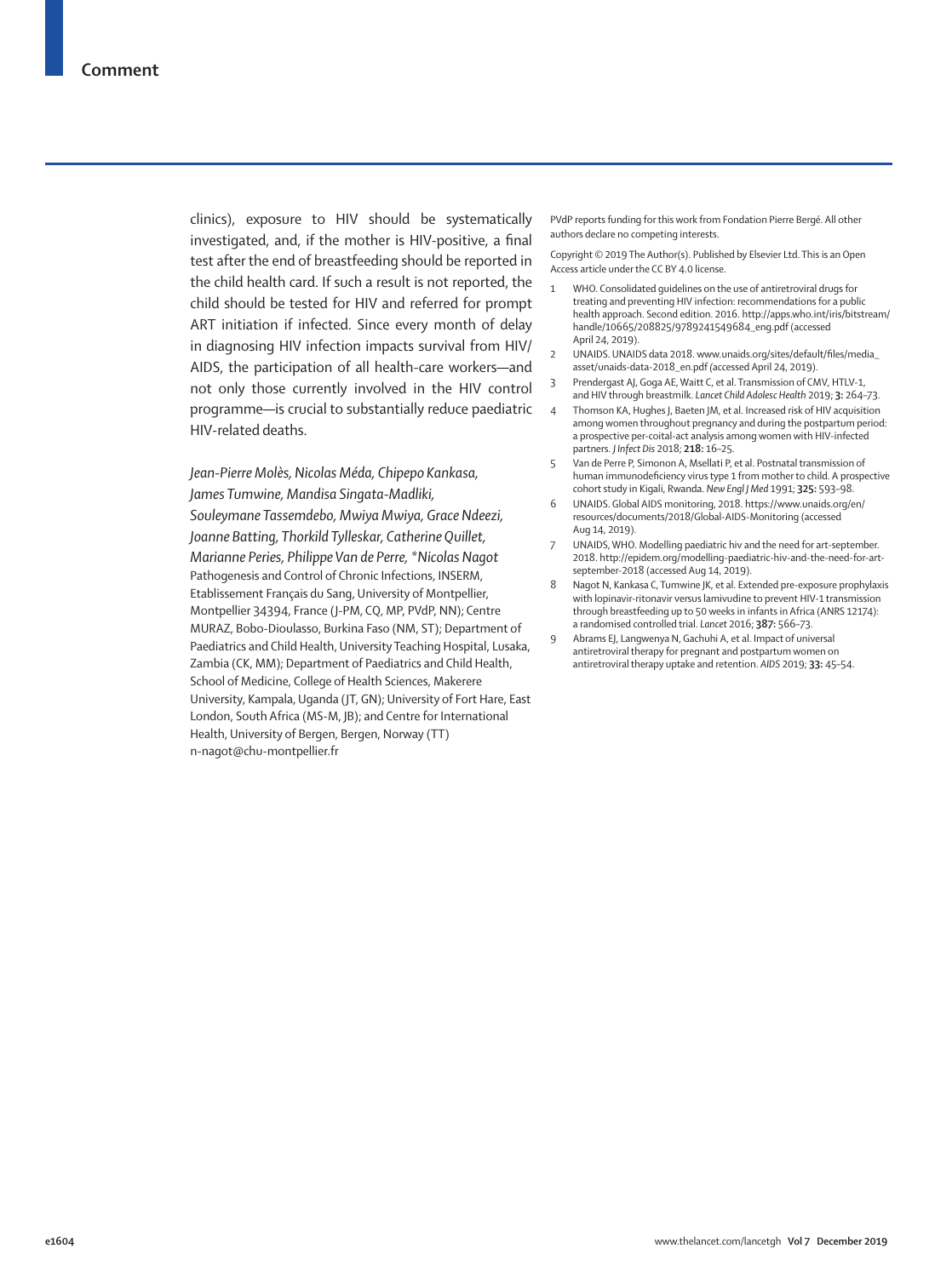clinics), exposure to HIV should be systematically investigated, and, if the mother is HIV-positive, a final test after the end of breastfeeding should be reported in the child health card. If such a result is not reported, the child should be tested for HIV and referred for prompt ART initiation if infected. Since every month of delay in diagnosing HIV infection impacts survival from HIV/AIDS, the participation of all health-care workers—and not only those currently involved in the HIV control programme—is crucial to substantially reduce paediatric HIV-related deaths.

*Jean-Pierre Molès, Nicolas Méda, Chipepo Kankasa, James Tumwine, Mandisa Singata-Madliki, Souleymane Tassemdebo, Mwiya Mwiya, Grace Ndeezi, Joanne Batting, Thorkild Tylleskar, Catherine Quillet, Marianne Peries, Philippe Van de Perre, \*Nicolas Nagot*
Pathogenesis and Control of Chronic Infections, INSERM, Etablissement Français du Sang, University of Montpellier, Montpellier 34394, France (J-PM, CQ, MP, PVdP, NN); Centre MURAZ, Bobo-Dioulasso, Burkina Faso (NM, ST); Department of Paediatrics and Child Health, University Teaching Hospital, Lusaka, Zambia (CK, MM); Department of Paediatrics and Child Health, School of Medicine, College of Health Sciences, Makerere University, Kampala, Uganda (JT, GN); University of Fort Hare, East London, South Africa (MS-M, JB); and Centre for International Health, University of Bergen, Bergen, Norway (TT)
n-nagot@chu-montpellier.fr

PVdP reports funding for this work from Fondation Pierre Bergé. All other authors declare no competing interests.

Copyright © 2019 The Author(s). Published by Elsevier Ltd. This is an Open Access article under the CC BY 4.0 license.

1. WHO. Consolidated guidelines on the use of antiretroviral drugs for treating and preventing HIV infection: recommendations for a public health approach. Second edition. 2016. http://apps.who.int/iris/bitstream/handle/10665/208825/9789241549684_eng.pdf (accessed April 24, 2019).
2. UNAIDS. UNAIDS data 2018. www.unaids.org/sites/default/files/media_asset/unaids-data-2018_en.pdf (accessed April 24, 2019).
3. Prendergast AJ, Goga AE, Waitt C, et al. Transmission of CMV, HTLV-1, and HIV through breastmilk. *Lancet Child Adolesc Health* 2019; **3:** 264–73.
4. Thomson KA, Hughes J, Baeten JM, et al. Increased risk of HIV acquisition among women throughout pregnancy and during the postpartum period: a prospective per-coital-act analysis among women with HIV-infected partners. *J Infect Dis* 2018; **218:** 16–25.
5. Van de Perre P, Simonon A, Msellati P, et al. Postnatal transmission of human immunodeficiency virus type 1 from mother to child. A prospective cohort study in Kigali, Rwanda. *New Engl J Med* 1991; **325:** 593–98.
6. UNAIDS. Global AIDS monitoring, 2018. https://www.unaids.org/en/resources/documents/2018/Global-AIDS-Monitoring (accessed Aug 14, 2019).
7. UNAIDS, WHO. Modelling paediatric hiv and the need for art-september. 2018. http://epidem.org/modelling-paediatric-hiv-and-the-need-for-art-september-2018 (accessed Aug 14, 2019).
8. Nagot N, Kankasa C, Tumwine JK, et al. Extended pre-exposure prophylaxis with lopinavir-ritonavir versus lamivudine to prevent HIV-1 transmission through breastfeeding up to 50 weeks in infants in Africa (ANRS 12174): a randomised controlled trial. *Lancet* 2016; **387:** 566–73.
9. Abrams EJ, Langwenya N, Gachuhi A, et al. Impact of universal antiretroviral therapy for pregnant and postpartum women on antiretroviral therapy uptake and retention. *AIDS* 2019; **33:** 45–54.